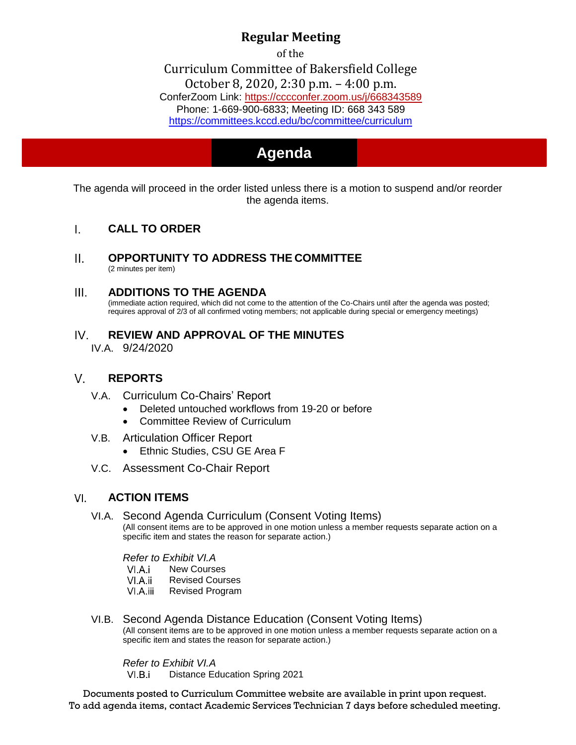# Regular Meeting

of the

Curriculum Committee of Bakersfield College

October 8, 2020, 2:30 p.m. – 4:00 p.m.

ConferZoom Link: https://cccconfer.zoom.us/j/668343589

Phone: 1-669-900-6833; Meeting ID: 668 343 589

https://committees.kccd.edu/bc/committee/curriculum

## Agenda

The agenda will proceed in the order listed unless there is a motion to suspend and/or reorder the agenda items.

### I. CALL TO ORDER

### II. OPPORTUNITY TO ADDRESS THE COMMITTEE

(2 minutes per item)

### III. ADDITIONS TO THE AGENDA

(immediate action required, which did not come to the attention of the Co-Chairs until after the agenda was posted; requires approval of 2/3 of all confirmed voting members; not applicable during special or emergency meetings)

### IV. REVIEW AND APPROVAL OF THE MINUTES

IV.A. 9/24/2020

### V. REPORTS

V.A. Curriculum Co-Chairs' Report

- Deleted untouched workflows from 19-20 or before
- Committee Review of Curriculum

V.B. Articulation Officer Report

- Ethnic Studies, CSU GE Area F

V.C. Assessment Co-Chair Report

### VI. ACTION ITEMS

VI.A. Second Agenda Curriculum (Consent Voting Items)

(All consent items are to be approved in one motion unless a member requests separate action on a specific item and states the reason for separate action.)

*Refer to Exhibit VI.A*

VI.A.i New Courses
VI.A.ii Revised Courses
VI.A.iii Revised Program

VI.B. Second Agenda Distance Education (Consent Voting Items)

(All consent items are to be approved in one motion unless a member requests separate action on a specific item and states the reason for separate action.)

*Refer to Exhibit VI.A*

VI.B.i Distance Education Spring 2021

Documents posted to Curriculum Committee website are available in print upon request.
To add agenda items, contact Academic Services Technician 7 days before scheduled meeting.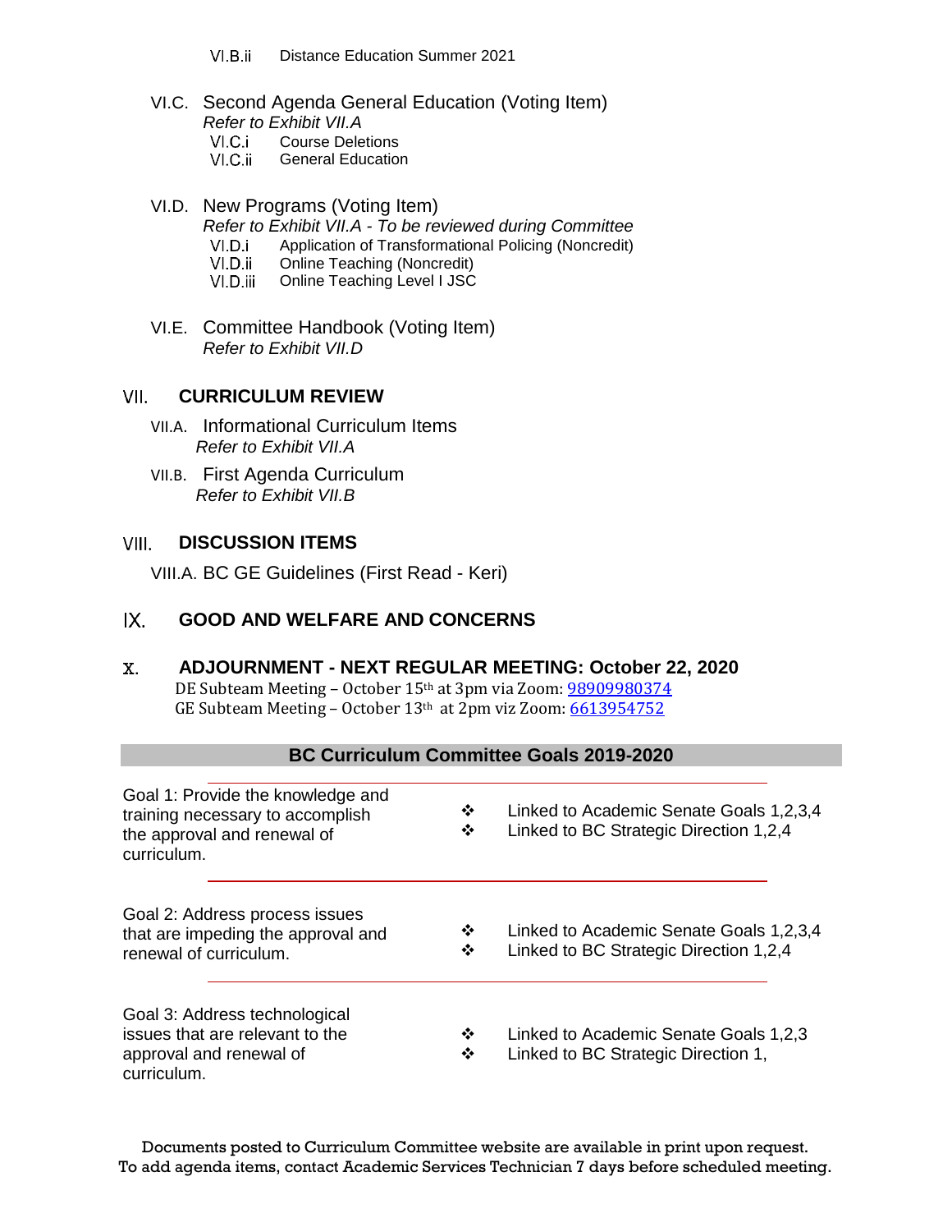- VI.B.ii Distance Education Summer 2021

- VI.C. Second Agenda General Education (Voting Item)
  *Refer to Exhibit VII.A*
  - VI.C.i Course Deletions
  - VI.C.ii General Education

- VI.D. New Programs (Voting Item)
  *Refer to Exhibit VII.A - To be reviewed during Committee*
  - VI.D.i Application of Transformational Policing (Noncredit)
  - VI.D.ii Online Teaching (Noncredit)
  - VI.D.iii Online Teaching Level I JSC

- VI.E. Committee Handbook (Voting Item)
  *Refer to Exhibit VII.D*

## VII. CURRICULUM REVIEW

- VII.A. Informational Curriculum Items
  *Refer to Exhibit VII.A*
- VII.B. First Agenda Curriculum
  *Refer to Exhibit VII.B*

## VIII. DISCUSSION ITEMS

VIII.A. BC GE Guidelines (First Read - Keri)

## IX. GOOD AND WELFARE AND CONCERNS

## X. ADJOURNMENT - NEXT REGULAR MEETING: October 22, 2020

DE Subteam Meeting – October 15th at 3pm via Zoom: 98909980374
GE Subteam Meeting – October 13th at 2pm viz Zoom: 6613954752

### BC Curriculum Committee Goals 2019-2020

| | |
|---|---|
| Goal 1: Provide the knowledge and training necessary to accomplish the approval and renewal of curriculum. | ❖ Linked to Academic Senate Goals 1,2,3,4<br>❖ Linked to BC Strategic Direction 1,2,4 |
| Goal 2: Address process issues that are impeding the approval and renewal of curriculum. | ❖ Linked to Academic Senate Goals 1,2,3,4<br>❖ Linked to BC Strategic Direction 1,2,4 |
| Goal 3: Address technological issues that are relevant to the approval and renewal of curriculum. | ❖ Linked to Academic Senate Goals 1,2,3<br>❖ Linked to BC Strategic Direction 1, |

Documents posted to Curriculum Committee website are available in print upon request.
To add agenda items, contact Academic Services Technician 7 days before scheduled meeting.